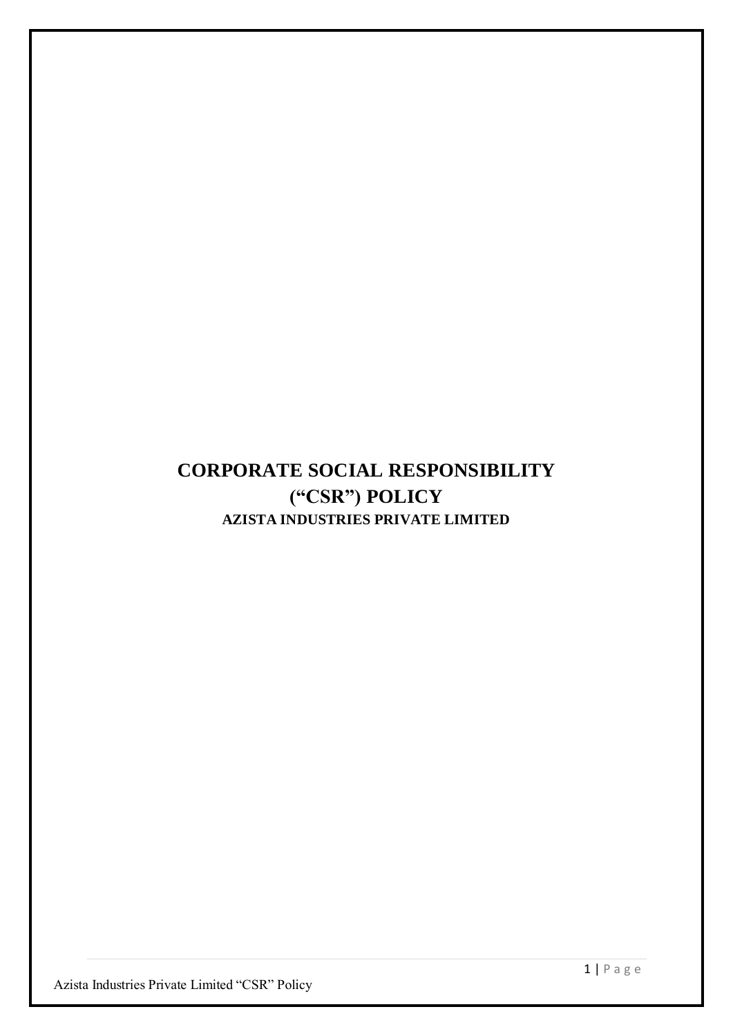# CORPORATE SOCIAL RESPONSIBILITY („CSR") POLICY

## AZISTA INDUSTRIES PRIVATE LIMITED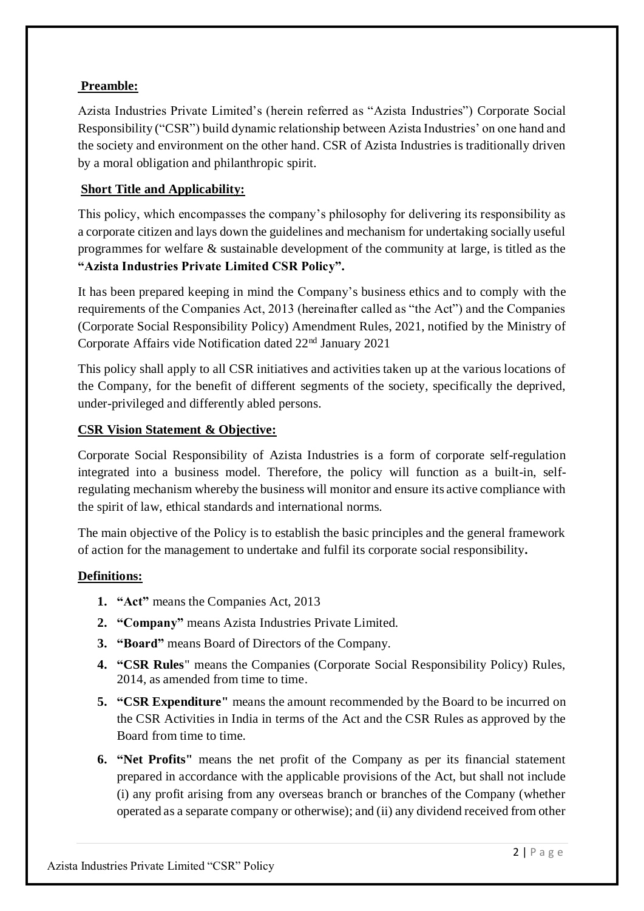**Preamble:**

Azista Industries Private Limited's (herein referred as "Azista Industries") Corporate Social Responsibility ("CSR") build dynamic relationship between Azista Industries' on one hand and the society and environment on the other hand. CSR of Azista Industries is traditionally driven by a moral obligation and philanthropic spirit.

**Short Title and Applicability:**

This policy, which encompasses the company's philosophy for delivering its responsibility as a corporate citizen and lays down the guidelines and mechanism for undertaking socially useful programmes for welfare & sustainable development of the community at large, is titled as the **"Azista Industries Private Limited CSR Policy".**

It has been prepared keeping in mind the Company's business ethics and to comply with the requirements of the Companies Act, 2013 (hereinafter called as "the Act") and the Companies (Corporate Social Responsibility Policy) Amendment Rules, 2021, notified by the Ministry of Corporate Affairs vide Notification dated 22nd January 2021

This policy shall apply to all CSR initiatives and activities taken up at the various locations of the Company, for the benefit of different segments of the society, specifically the deprived, under-privileged and differently abled persons.

**CSR Vision Statement & Objective:**

Corporate Social Responsibility of Azista Industries is a form of corporate self-regulation integrated into a business model. Therefore, the policy will function as a built-in, self-regulating mechanism whereby the business will monitor and ensure its active compliance with the spirit of law, ethical standards and international norms.

The main objective of the Policy is to establish the basic principles and the general framework of action for the management to undertake and fulfil its corporate social responsibility**.**

**Definitions:**

1. **"Act"** means the Companies Act, 2013
2. **"Company"** means Azista Industries Private Limited.
3. **"Board"** means Board of Directors of the Company.
4. **"CSR Rules**" means the Companies (Corporate Social Responsibility Policy) Rules, 2014, as amended from time to time.
5. **"CSR Expenditure"** means the amount recommended by the Board to be incurred on the CSR Activities in India in terms of the Act and the CSR Rules as approved by the Board from time to time.
6. **"Net Profits"** means the net profit of the Company as per its financial statement prepared in accordance with the applicable provisions of the Act, but shall not include (i) any profit arising from any overseas branch or branches of the Company (whether operated as a separate company or otherwise); and (ii) any dividend received from other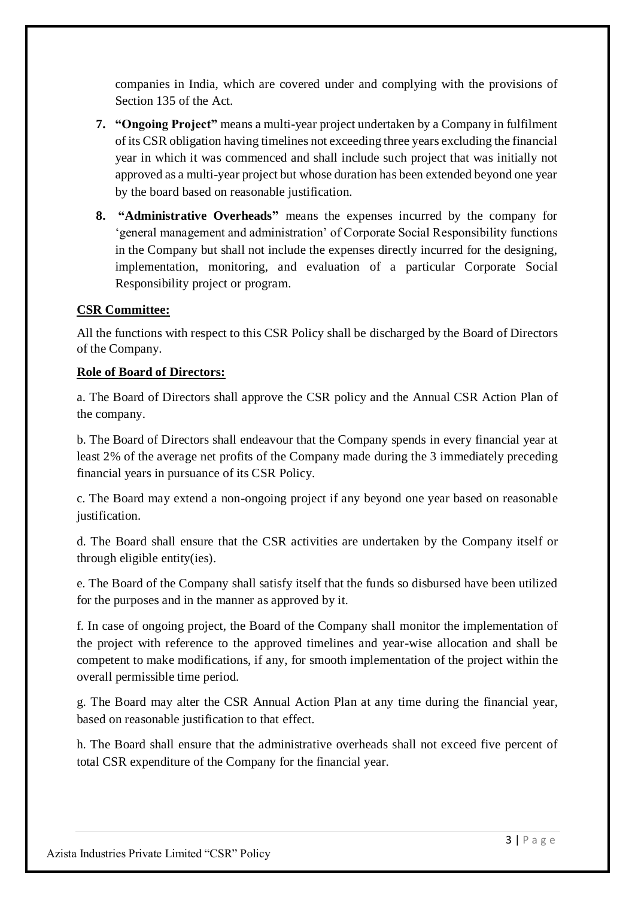companies in India, which are covered under and complying with the provisions of Section 135 of the Act.

7. **"Ongoing Project"** means a multi-year project undertaken by a Company in fulfilment of its CSR obligation having timelines not exceeding three years excluding the financial year in which it was commenced and shall include such project that was initially not approved as a multi-year project but whose duration has been extended beyond one year by the board based on reasonable justification.

8. **"Administrative Overheads"** means the expenses incurred by the company for 'general management and administration' of Corporate Social Responsibility functions in the Company but shall not include the expenses directly incurred for the designing, implementation, monitoring, and evaluation of a particular Corporate Social Responsibility project or program.

**CSR Committee:**

All the functions with respect to this CSR Policy shall be discharged by the Board of Directors of the Company.

**Role of Board of Directors:**

a. The Board of Directors shall approve the CSR policy and the Annual CSR Action Plan of the company.

b. The Board of Directors shall endeavour that the Company spends in every financial year at least 2% of the average net profits of the Company made during the 3 immediately preceding financial years in pursuance of its CSR Policy.

c. The Board may extend a non-ongoing project if any beyond one year based on reasonable justification.

d. The Board shall ensure that the CSR activities are undertaken by the Company itself or through eligible entity(ies).

e. The Board of the Company shall satisfy itself that the funds so disbursed have been utilized for the purposes and in the manner as approved by it.

f. In case of ongoing project, the Board of the Company shall monitor the implementation of the project with reference to the approved timelines and year-wise allocation and shall be competent to make modifications, if any, for smooth implementation of the project within the overall permissible time period.

g. The Board may alter the CSR Annual Action Plan at any time during the financial year, based on reasonable justification to that effect.

h. The Board shall ensure that the administrative overheads shall not exceed five percent of total CSR expenditure of the Company for the financial year.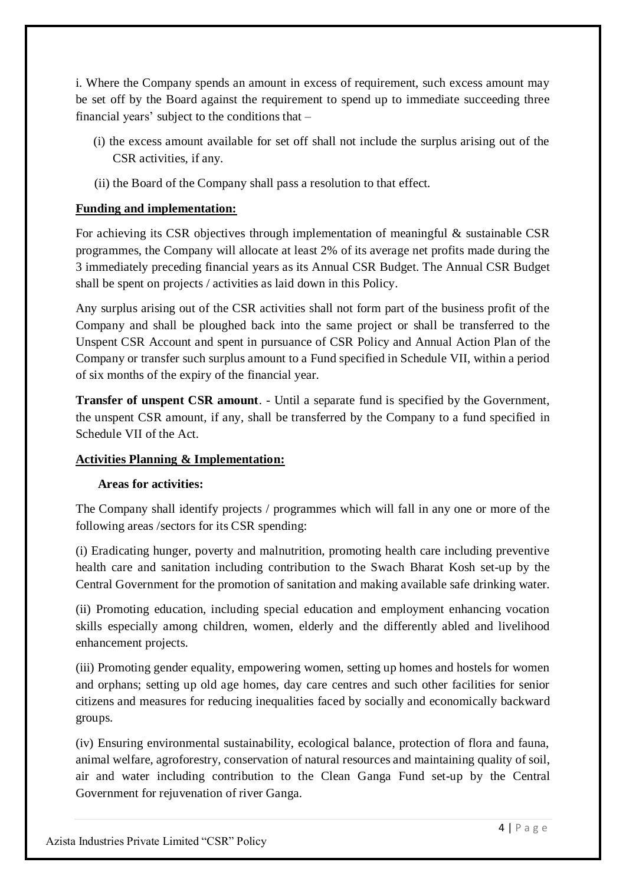i. Where the Company spends an amount in excess of requirement, such excess amount may be set off by the Board against the requirement to spend up to immediate succeeding three financial years' subject to the conditions that –

(i) the excess amount available for set off shall not include the surplus arising out of the CSR activities, if any.

(ii) the Board of the Company shall pass a resolution to that effect.

**Funding and implementation:**

For achieving its CSR objectives through implementation of meaningful & sustainable CSR programmes, the Company will allocate at least 2% of its average net profits made during the 3 immediately preceding financial years as its Annual CSR Budget. The Annual CSR Budget shall be spent on projects / activities as laid down in this Policy.

Any surplus arising out of the CSR activities shall not form part of the business profit of the Company and shall be ploughed back into the same project or shall be transferred to the Unspent CSR Account and spent in pursuance of CSR Policy and Annual Action Plan of the Company or transfer such surplus amount to a Fund specified in Schedule VII, within a period of six months of the expiry of the financial year.

**Transfer of unspent CSR amount**. - Until a separate fund is specified by the Government, the unspent CSR amount, if any, shall be transferred by the Company to a fund specified in Schedule VII of the Act.

**Activities Planning & Implementation:**

**Areas for activities:**

The Company shall identify projects / programmes which will fall in any one or more of the following areas /sectors for its CSR spending:

(i) Eradicating hunger, poverty and malnutrition, promoting health care including preventive health care and sanitation including contribution to the Swach Bharat Kosh set-up by the Central Government for the promotion of sanitation and making available safe drinking water.

(ii) Promoting education, including special education and employment enhancing vocation skills especially among children, women, elderly and the differently abled and livelihood enhancement projects.

(iii) Promoting gender equality, empowering women, setting up homes and hostels for women and orphans; setting up old age homes, day care centres and such other facilities for senior citizens and measures for reducing inequalities faced by socially and economically backward groups.

(iv) Ensuring environmental sustainability, ecological balance, protection of flora and fauna, animal welfare, agroforestry, conservation of natural resources and maintaining quality of soil, air and water including contribution to the Clean Ganga Fund set-up by the Central Government for rejuvenation of river Ganga.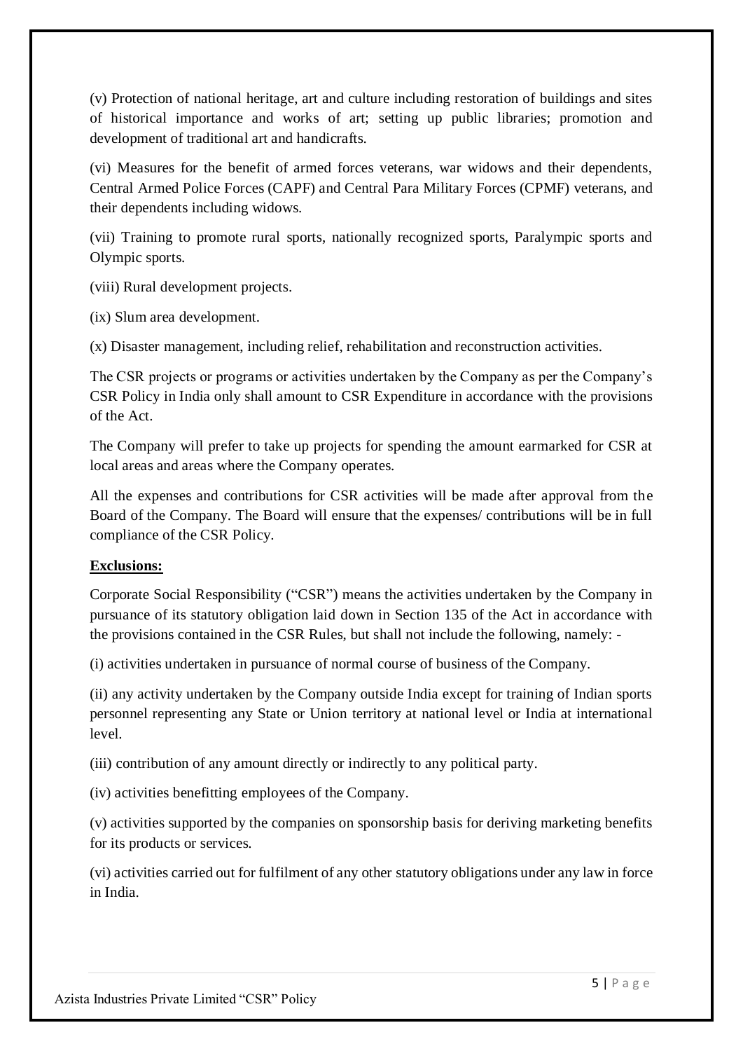(v) Protection of national heritage, art and culture including restoration of buildings and sites of historical importance and works of art; setting up public libraries; promotion and development of traditional art and handicrafts.

(vi) Measures for the benefit of armed forces veterans, war widows and their dependents, Central Armed Police Forces (CAPF) and Central Para Military Forces (CPMF) veterans, and their dependents including widows.

(vii) Training to promote rural sports, nationally recognized sports, Paralympic sports and Olympic sports.

(viii) Rural development projects.

(ix) Slum area development.

(x) Disaster management, including relief, rehabilitation and reconstruction activities.

The CSR projects or programs or activities undertaken by the Company as per the Company's CSR Policy in India only shall amount to CSR Expenditure in accordance with the provisions of the Act.

The Company will prefer to take up projects for spending the amount earmarked for CSR at local areas and areas where the Company operates.

All the expenses and contributions for CSR activities will be made after approval from the Board of the Company. The Board will ensure that the expenses/ contributions will be in full compliance of the CSR Policy.

**Exclusions:**

Corporate Social Responsibility ("CSR") means the activities undertaken by the Company in pursuance of its statutory obligation laid down in Section 135 of the Act in accordance with the provisions contained in the CSR Rules, but shall not include the following, namely: -

(i) activities undertaken in pursuance of normal course of business of the Company.

(ii) any activity undertaken by the Company outside India except for training of Indian sports personnel representing any State or Union territory at national level or India at international level.

(iii) contribution of any amount directly or indirectly to any political party.

(iv) activities benefitting employees of the Company.

(v) activities supported by the companies on sponsorship basis for deriving marketing benefits for its products or services.

(vi) activities carried out for fulfilment of any other statutory obligations under any law in force in India.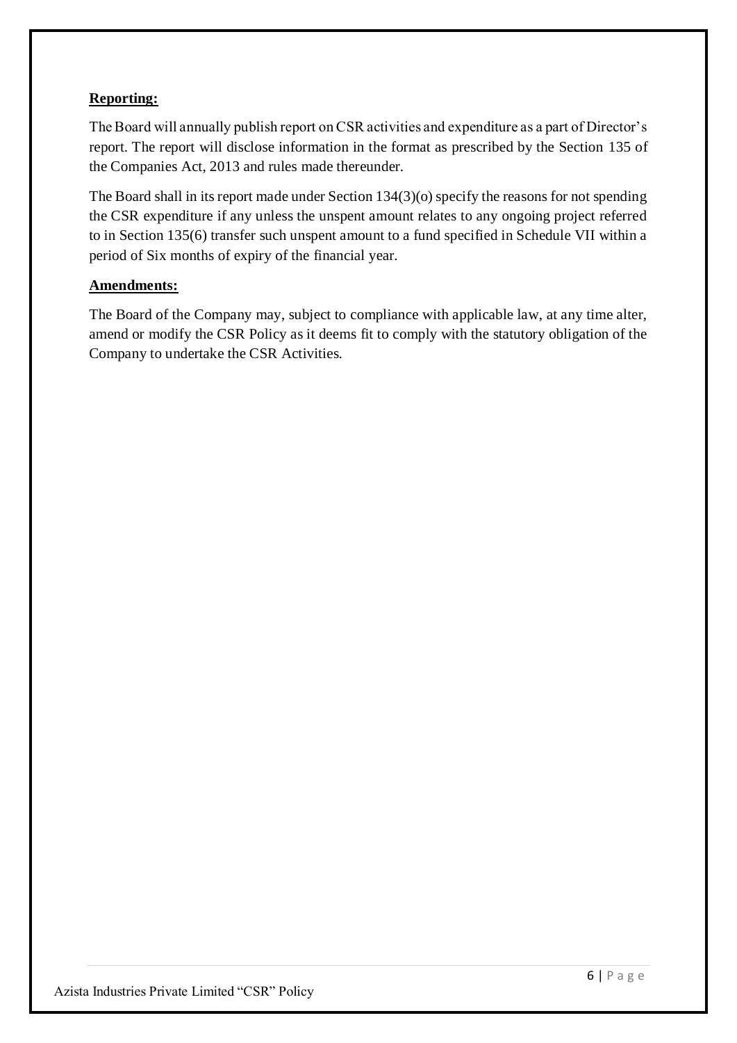**Reporting:**

The Board will annually publish report on CSR activities and expenditure as a part of Director's report. The report will disclose information in the format as prescribed by the Section 135 of the Companies Act, 2013 and rules made thereunder.

The Board shall in its report made under Section 134(3)(o) specify the reasons for not spending the CSR expenditure if any unless the unspent amount relates to any ongoing project referred to in Section 135(6) transfer such unspent amount to a fund specified in Schedule VII within a period of Six months of expiry of the financial year.

**Amendments:**

The Board of the Company may, subject to compliance with applicable law, at any time alter, amend or modify the CSR Policy as it deems fit to comply with the statutory obligation of the Company to undertake the CSR Activities.